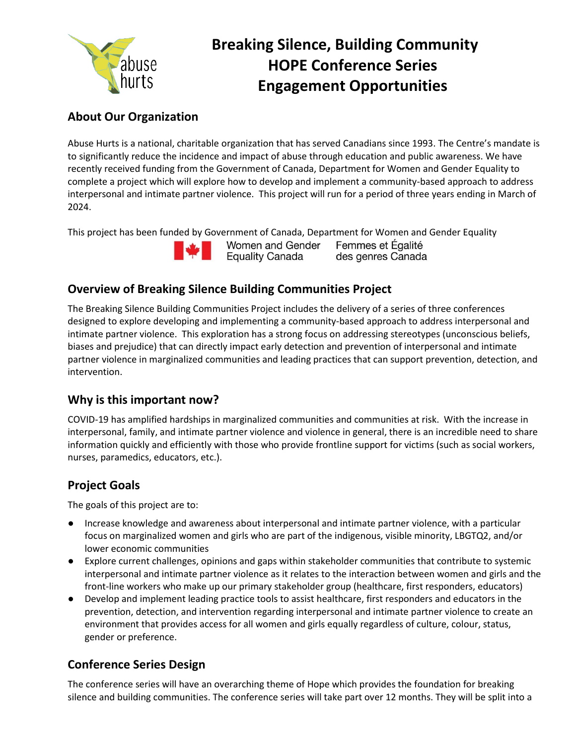# Breaking Silence, Building Community
# HOPE Conference Series
# Engagement Opportunities

## About Our Organization

Abuse Hurts is a national, charitable organization that has served Canadians since 1993. The Centre's mandate is to significantly reduce the incidence and impact of abuse through education and public awareness. We have recently received funding from the Government of Canada, Department for Women and Gender Equality to complete a project which will explore how to develop and implement a community-based approach to address interpersonal and intimate partner violence. This project will run for a period of three years ending in March of 2024.

This project has been funded by Government of Canada, Department for Women and Gender Equality

Women and Gender Equality Canada | Femmes et Égalité des genres Canada

## Overview of Breaking Silence Building Communities Project

The Breaking Silence Building Communities Project includes the delivery of a series of three conferences designed to explore developing and implementing a community-based approach to address interpersonal and intimate partner violence. This exploration has a strong focus on addressing stereotypes (unconscious beliefs, biases and prejudice) that can directly impact early detection and prevention of interpersonal and intimate partner violence in marginalized communities and leading practices that can support prevention, detection, and intervention.

## Why is this important now?

COVID-19 has amplified hardships in marginalized communities and communities at risk. With the increase in interpersonal, family, and intimate partner violence and violence in general, there is an incredible need to share information quickly and efficiently with those who provide frontline support for victims (such as social workers, nurses, paramedics, educators, etc.).

## Project Goals

The goals of this project are to:

- Increase knowledge and awareness about interpersonal and intimate partner violence, with a particular focus on marginalized women and girls who are part of the indigenous, visible minority, LBGTQ2, and/or lower economic communities
- Explore current challenges, opinions and gaps within stakeholder communities that contribute to systemic interpersonal and intimate partner violence as it relates to the interaction between women and girls and the front-line workers who make up our primary stakeholder group (healthcare, first responders, educators)
- Develop and implement leading practice tools to assist healthcare, first responders and educators in the prevention, detection, and intervention regarding interpersonal and intimate partner violence to create an environment that provides access for all women and girls equally regardless of culture, colour, status, gender or preference.

## Conference Series Design

The conference series will have an overarching theme of Hope which provides the foundation for breaking silence and building communities. The conference series will take part over 12 months. They will be split into a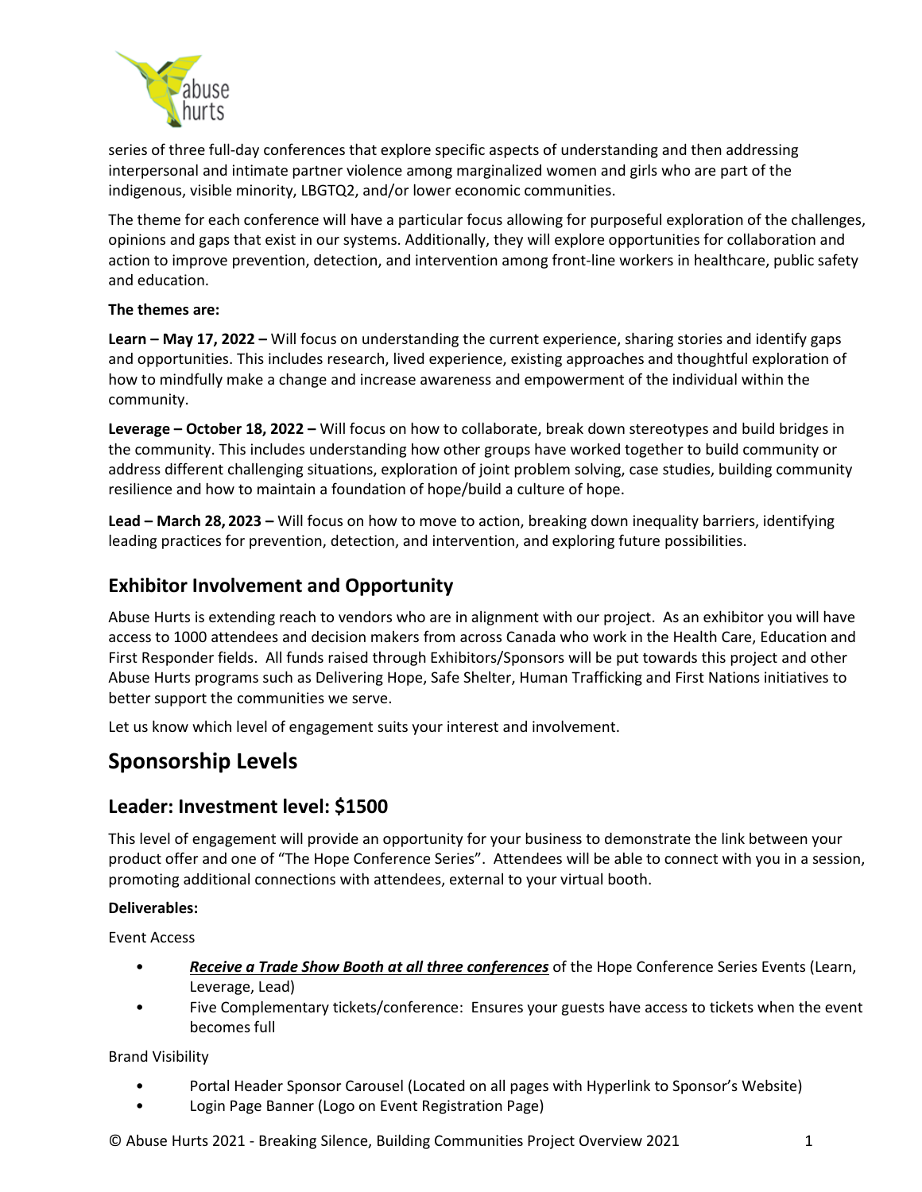series of three full-day conferences that explore specific aspects of understanding and then addressing interpersonal and intimate partner violence among marginalized women and girls who are part of the indigenous, visible minority, LBGTQ2, and/or lower economic communities.

The theme for each conference will have a particular focus allowing for purposeful exploration of the challenges, opinions and gaps that exist in our systems. Additionally, they will explore opportunities for collaboration and action to improve prevention, detection, and intervention among front-line workers in healthcare, public safety and education.

**The themes are:**

**Learn – May 17, 2022 –** Will focus on understanding the current experience, sharing stories and identify gaps and opportunities. This includes research, lived experience, existing approaches and thoughtful exploration of how to mindfully make a change and increase awareness and empowerment of the individual within the community.

**Leverage – October 18, 2022 –** Will focus on how to collaborate, break down stereotypes and build bridges in the community. This includes understanding how other groups have worked together to build community or address different challenging situations, exploration of joint problem solving, case studies, building community resilience and how to maintain a foundation of hope/build a culture of hope.

**Lead – March 28, 2023 –** Will focus on how to move to action, breaking down inequality barriers, identifying leading practices for prevention, detection, and intervention, and exploring future possibilities.

## Exhibitor Involvement and Opportunity

Abuse Hurts is extending reach to vendors who are in alignment with our project. As an exhibitor you will have access to 1000 attendees and decision makers from across Canada who work in the Health Care, Education and First Responder fields. All funds raised through Exhibitors/Sponsors will be put towards this project and other Abuse Hurts programs such as Delivering Hope, Safe Shelter, Human Trafficking and First Nations initiatives to better support the communities we serve.

Let us know which level of engagement suits your interest and involvement.

# Sponsorship Levels

## Leader: Investment level: $1500

This level of engagement will provide an opportunity for your business to demonstrate the link between your product offer and one of "The Hope Conference Series". Attendees will be able to connect with you in a session, promoting additional connections with attendees, external to your virtual booth.

**Deliverables:**

Event Access

- ***Receive a Trade Show Booth at all three conferences*** of the Hope Conference Series Events (Learn, Leverage, Lead)
- Five Complementary tickets/conference: Ensures your guests have access to tickets when the event becomes full

Brand Visibility

- Portal Header Sponsor Carousel (Located on all pages with Hyperlink to Sponsor's Website)
- Login Page Banner (Logo on Event Registration Page)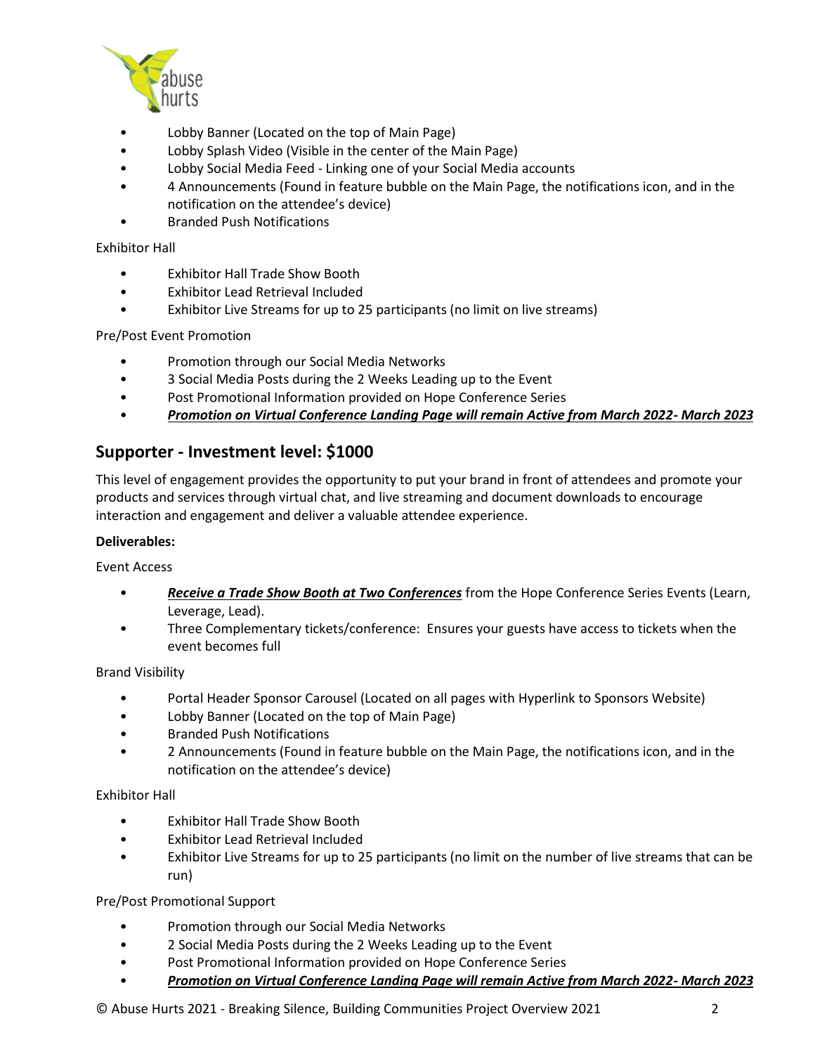- Lobby Banner (Located on the top of Main Page)
- Lobby Splash Video (Visible in the center of the Main Page)
- Lobby Social Media Feed - Linking one of your Social Media accounts
- 4 Announcements (Found in feature bubble on the Main Page, the notifications icon, and in the notification on the attendee's device)
- Branded Push Notifications

Exhibitor Hall

- Exhibitor Hall Trade Show Booth
- Exhibitor Lead Retrieval Included
- Exhibitor Live Streams for up to 25 participants (no limit on live streams)

Pre/Post Event Promotion

- Promotion through our Social Media Networks
- 3 Social Media Posts during the 2 Weeks Leading up to the Event
- Post Promotional Information provided on Hope Conference Series
- ***Promotion on Virtual Conference Landing Page will remain Active from March 2022- March 2023***

## Supporter - Investment level: $1000

This level of engagement provides the opportunity to put your brand in front of attendees and promote your products and services through virtual chat, and live streaming and document downloads to encourage interaction and engagement and deliver a valuable attendee experience.

**Deliverables:**

Event Access

- ***Receive a Trade Show Booth at Two Conferences*** from the Hope Conference Series Events (Learn, Leverage, Lead).
- Three Complementary tickets/conference: Ensures your guests have access to tickets when the event becomes full

Brand Visibility

- Portal Header Sponsor Carousel (Located on all pages with Hyperlink to Sponsors Website)
- Lobby Banner (Located on the top of Main Page)
- Branded Push Notifications
- 2 Announcements (Found in feature bubble on the Main Page, the notifications icon, and in the notification on the attendee's device)

Exhibitor Hall

- Exhibitor Hall Trade Show Booth
- Exhibitor Lead Retrieval Included
- Exhibitor Live Streams for up to 25 participants (no limit on the number of live streams that can be run)

Pre/Post Promotional Support

- Promotion through our Social Media Networks
- 2 Social Media Posts during the 2 Weeks Leading up to the Event
- Post Promotional Information provided on Hope Conference Series
- ***Promotion on Virtual Conference Landing Page will remain Active from March 2022- March 2023***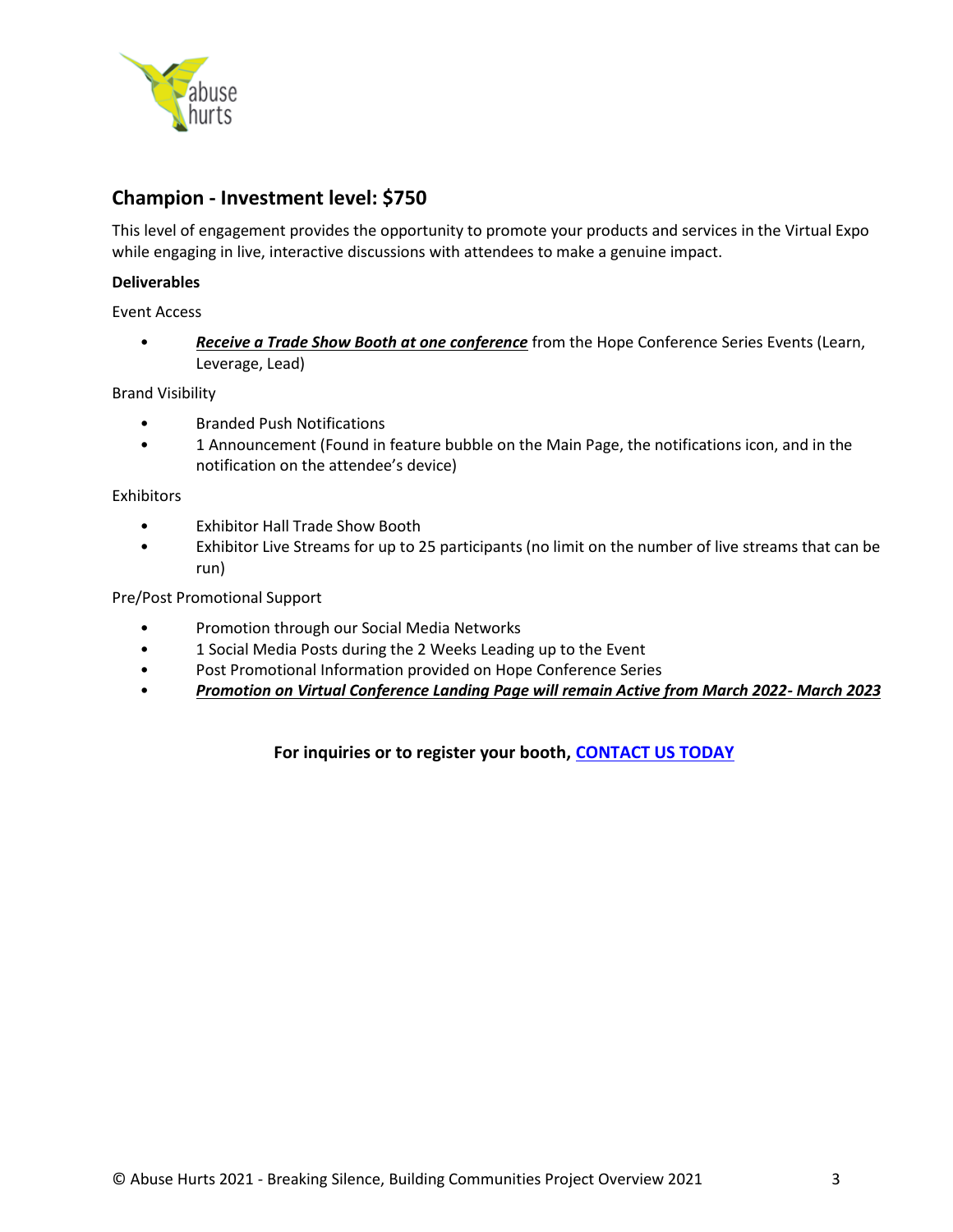## Champion - Investment level: $750

This level of engagement provides the opportunity to promote your products and services in the Virtual Expo while engaging in live, interactive discussions with attendees to make a genuine impact.

**Deliverables**

Event Access

- ***Receive a Trade Show Booth at one conference*** from the Hope Conference Series Events (Learn, Leverage, Lead)

Brand Visibility

- Branded Push Notifications
- 1 Announcement (Found in feature bubble on the Main Page, the notifications icon, and in the notification on the attendee's device)

Exhibitors

- Exhibitor Hall Trade Show Booth
- Exhibitor Live Streams for up to 25 participants (no limit on the number of live streams that can be run)

Pre/Post Promotional Support

- Promotion through our Social Media Networks
- 1 Social Media Posts during the 2 Weeks Leading up to the Event
- Post Promotional Information provided on Hope Conference Series
- ***Promotion on Virtual Conference Landing Page will remain Active from March 2022- March 2023***

**For inquiries or to register your booth, CONTACT US TODAY**